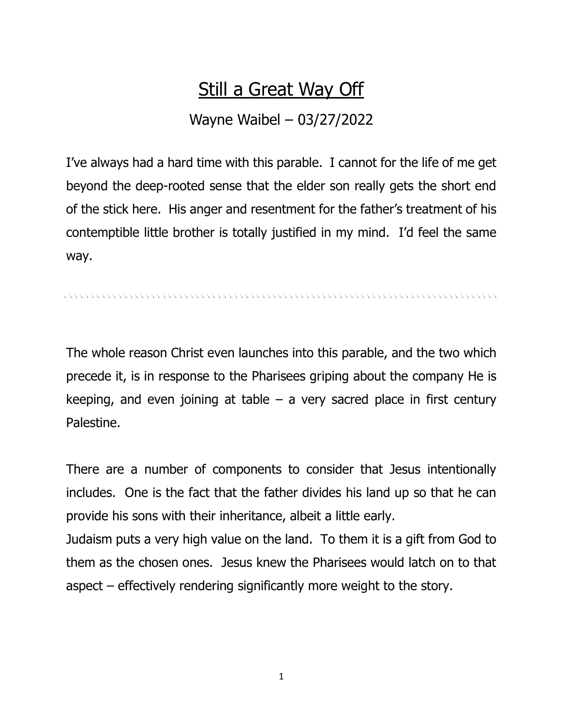# Still a Great Way Off

Wayne Waibel – 03/27/2022

I've always had a hard time with this parable. I cannot for the life of me get beyond the deep-rooted sense that the elder son really gets the short end of the stick here. His anger and resentment for the father's treatment of his contemptible little brother is totally justified in my mind. I'd feel the same way.

---

The whole reason Christ even launches into this parable, and the two which precede it, is in response to the Pharisees griping about the company He is keeping, and even joining at table – a very sacred place in first century Palestine.

There are a number of components to consider that Jesus intentionally includes. One is the fact that the father divides his land up so that he can provide his sons with their inheritance, albeit a little early.
Judaism puts a very high value on the land. To them it is a gift from God to them as the chosen ones. Jesus knew the Pharisees would latch on to that aspect – effectively rendering significantly more weight to the story.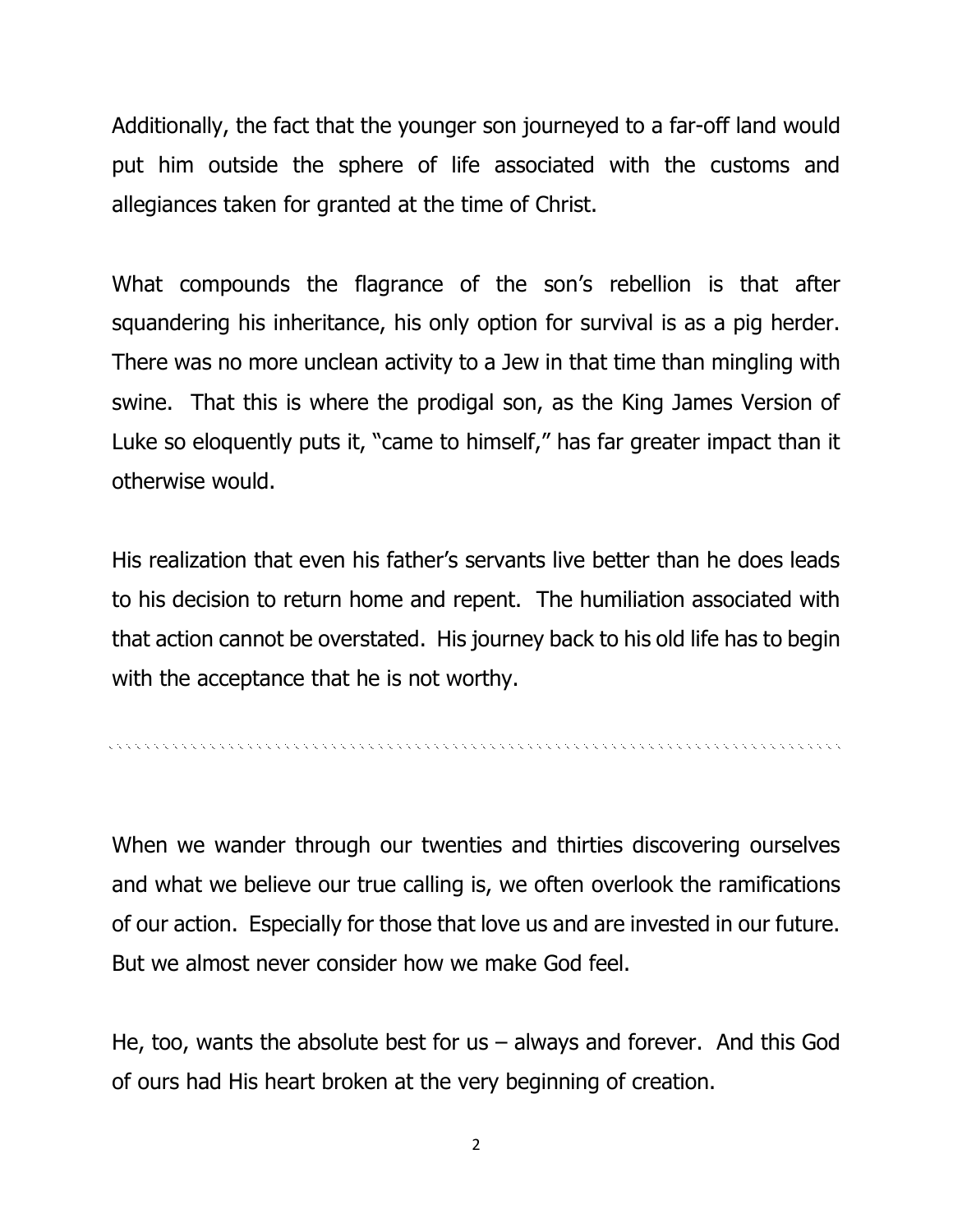Additionally, the fact that the younger son journeyed to a far-off land would put him outside the sphere of life associated with the customs and allegiances taken for granted at the time of Christ.

What compounds the flagrance of the son's rebellion is that after squandering his inheritance, his only option for survival is as a pig herder. There was no more unclean activity to a Jew in that time than mingling with swine. That this is where the prodigal son, as the King James Version of Luke so eloquently puts it, "came to himself," has far greater impact than it otherwise would.

His realization that even his father's servants live better than he does leads to his decision to return home and repent. The humiliation associated with that action cannot be overstated. His journey back to his old life has to begin with the acceptance that he is not worthy.

---

When we wander through our twenties and thirties discovering ourselves and what we believe our true calling is, we often overlook the ramifications of our action. Especially for those that love us and are invested in our future. But we almost never consider how we make God feel.

He, too, wants the absolute best for us – always and forever. And this God of ours had His heart broken at the very beginning of creation.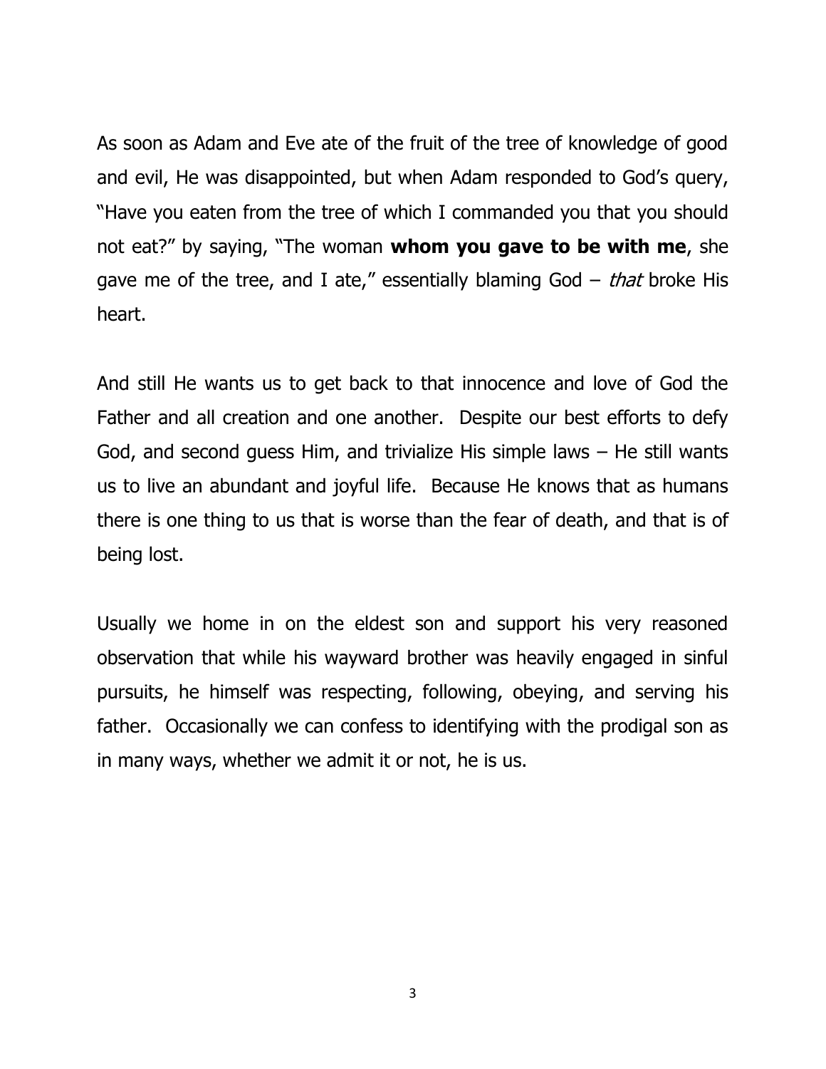As soon as Adam and Eve ate of the fruit of the tree of knowledge of good and evil, He was disappointed, but when Adam responded to God's query, "Have you eaten from the tree of which I commanded you that you should not eat?" by saying, "The woman **whom you gave to be with me**, she gave me of the tree, and I ate," essentially blaming God – *that* broke His heart.

And still He wants us to get back to that innocence and love of God the Father and all creation and one another. Despite our best efforts to defy God, and second guess Him, and trivialize His simple laws – He still wants us to live an abundant and joyful life. Because He knows that as humans there is one thing to us that is worse than the fear of death, and that is of being lost.

Usually we home in on the eldest son and support his very reasoned observation that while his wayward brother was heavily engaged in sinful pursuits, he himself was respecting, following, obeying, and serving his father. Occasionally we can confess to identifying with the prodigal son as in many ways, whether we admit it or not, he is us.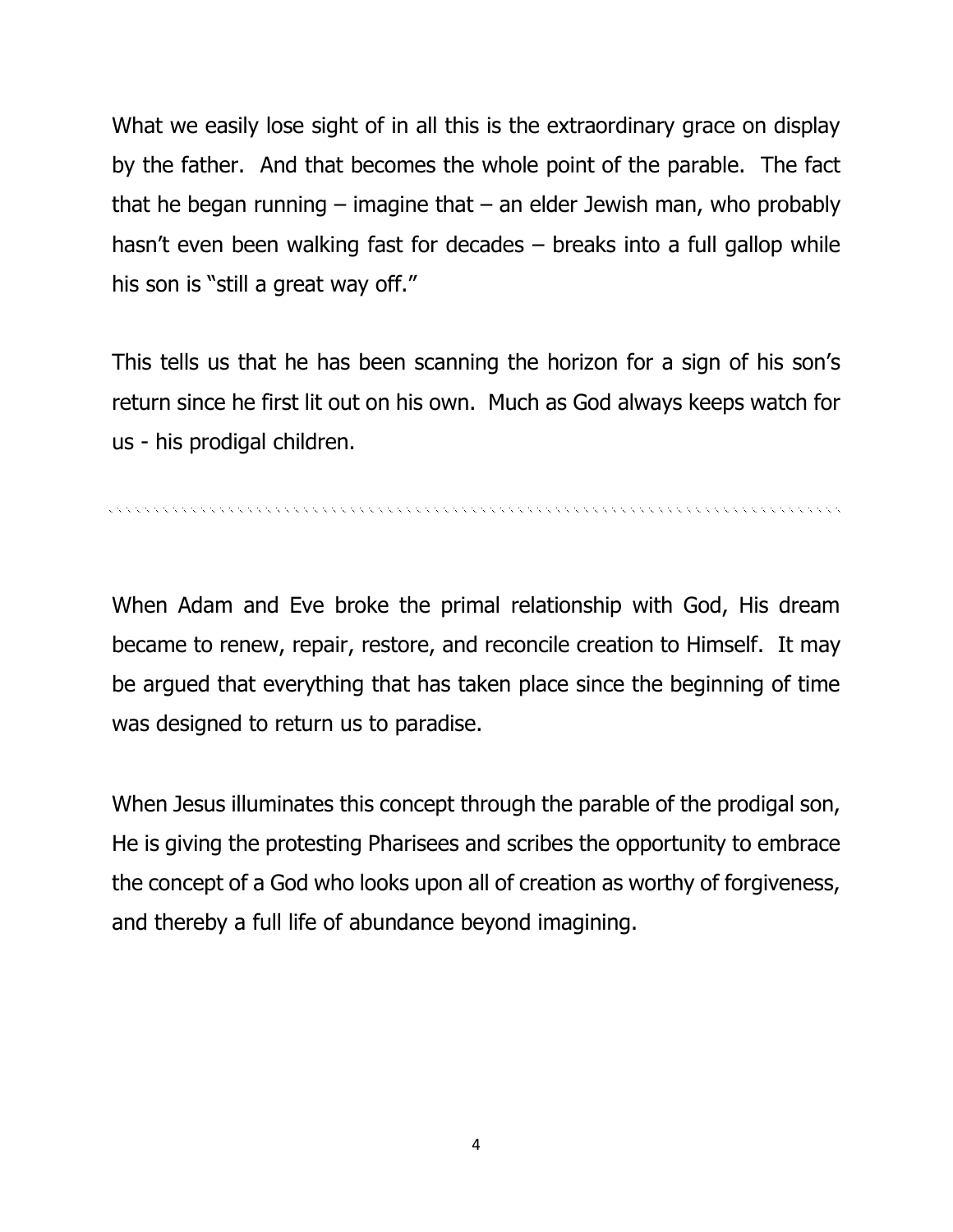What we easily lose sight of in all this is the extraordinary grace on display by the father. And that becomes the whole point of the parable. The fact that he began running – imagine that – an elder Jewish man, who probably hasn't even been walking fast for decades – breaks into a full gallop while his son is "still a great way off."

This tells us that he has been scanning the horizon for a sign of his son's return since he first lit out on his own. Much as God always keeps watch for us - his prodigal children.

---

When Adam and Eve broke the primal relationship with God, His dream became to renew, repair, restore, and reconcile creation to Himself. It may be argued that everything that has taken place since the beginning of time was designed to return us to paradise.

When Jesus illuminates this concept through the parable of the prodigal son, He is giving the protesting Pharisees and scribes the opportunity to embrace the concept of a God who looks upon all of creation as worthy of forgiveness, and thereby a full life of abundance beyond imagining.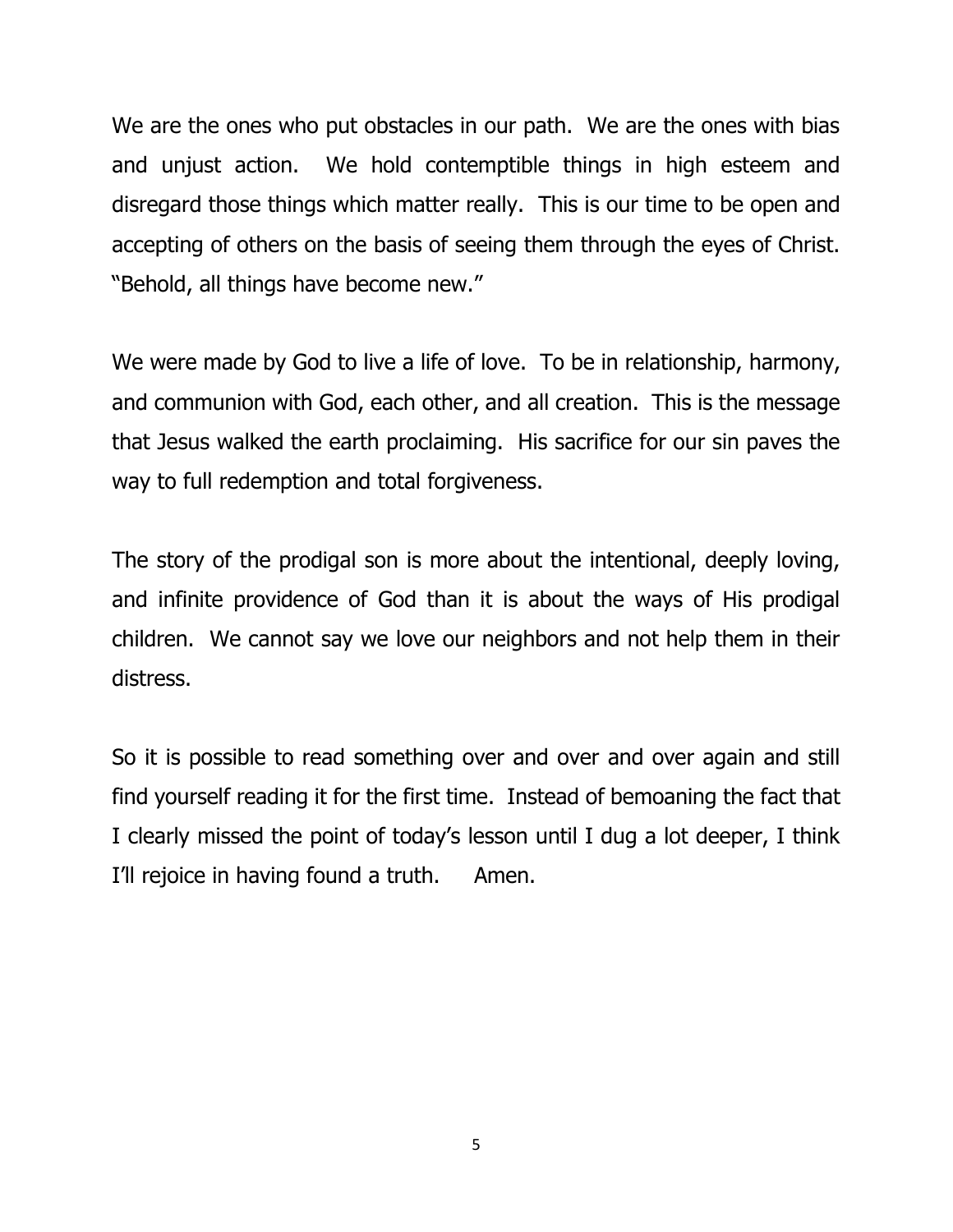We are the ones who put obstacles in our path. We are the ones with bias and unjust action. We hold contemptible things in high esteem and disregard those things which matter really. This is our time to be open and accepting of others on the basis of seeing them through the eyes of Christ. "Behold, all things have become new."

We were made by God to live a life of love. To be in relationship, harmony, and communion with God, each other, and all creation. This is the message that Jesus walked the earth proclaiming. His sacrifice for our sin paves the way to full redemption and total forgiveness.

The story of the prodigal son is more about the intentional, deeply loving, and infinite providence of God than it is about the ways of His prodigal children. We cannot say we love our neighbors and not help them in their distress.

So it is possible to read something over and over and over again and still find yourself reading it for the first time. Instead of bemoaning the fact that I clearly missed the point of today's lesson until I dug a lot deeper, I think I'll rejoice in having found a truth. Amen.